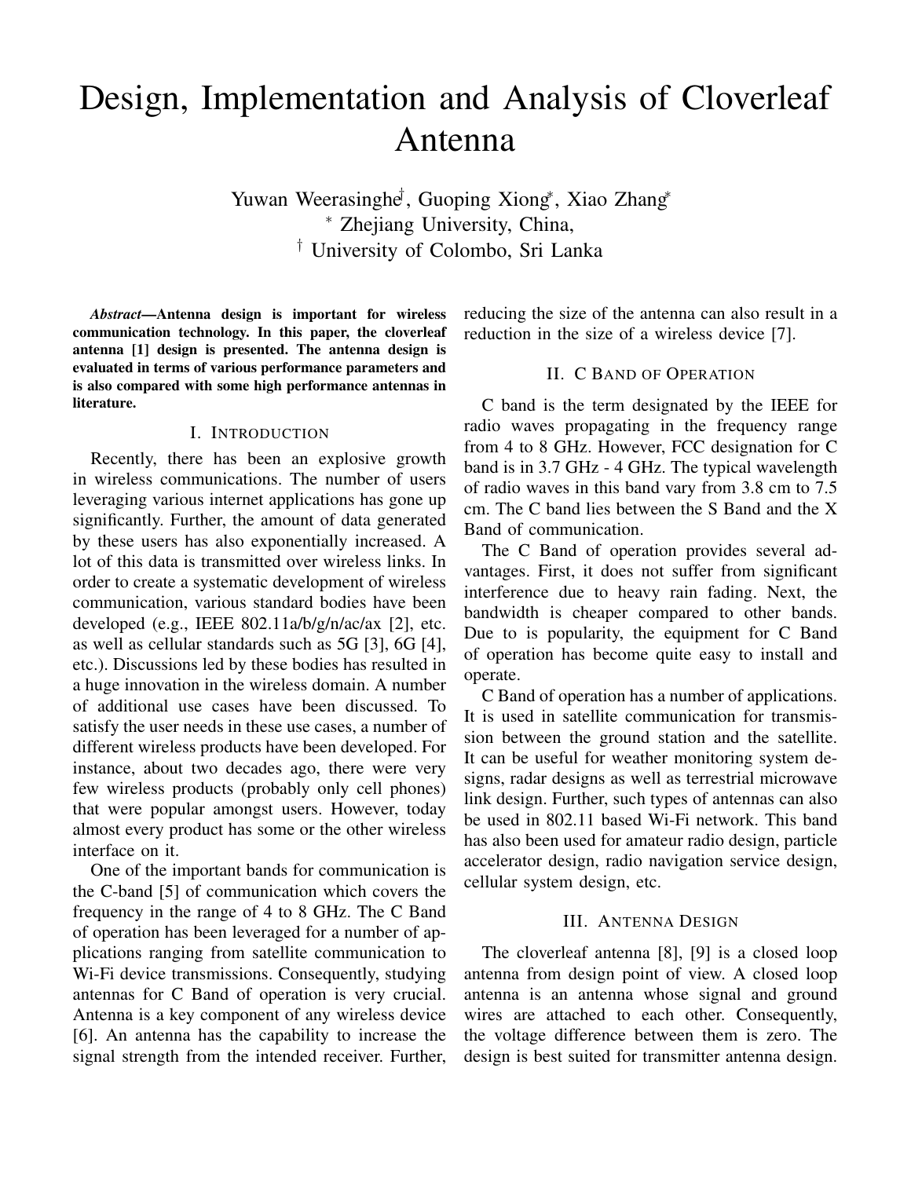# Design, Implementation and Analysis of Cloverleaf Antenna

Yuwan Weerasinghe[†], Guoping Xiong[*], Xiao Zhang[*]
[*] Zhejiang University, China,
[†] University of Colombo, Sri Lanka

***Abstract*—Antenna design is important for wireless communication technology. In this paper, the cloverleaf antenna [1] design is presented. The antenna design is evaluated in terms of various performance parameters and is also compared with some high performance antennas in literature.**

## I. Introduction

Recently, there has been an explosive growth in wireless communications. The number of users leveraging various internet applications has gone up significantly. Further, the amount of data generated by these users has also exponentially increased. A lot of this data is transmitted over wireless links. In order to create a systematic development of wireless communication, various standard bodies have been developed (e.g., IEEE 802.11a/b/g/n/ac/ax [2], etc. as well as cellular standards such as 5G [3], 6G [4], etc.). Discussions led by these bodies has resulted in a huge innovation in the wireless domain. A number of additional use cases have been discussed. To satisfy the user needs in these use cases, a number of different wireless products have been developed. For instance, about two decades ago, there were very few wireless products (probably only cell phones) that were popular amongst users. However, today almost every product has some or the other wireless interface on it.

One of the important bands for communication is the C-band [5] of communication which covers the frequency in the range of 4 to 8 GHz. The C Band of operation has been leveraged for a number of applications ranging from satellite communication to Wi-Fi device transmissions. Consequently, studying antennas for C Band of operation is very crucial. Antenna is a key component of any wireless device [6]. An antenna has the capability to increase the signal strength from the intended receiver. Further, reducing the size of the antenna can also result in a reduction in the size of a wireless device [7].

## II. C Band of Operation

C band is the term designated by the IEEE for radio waves propagating in the frequency range from 4 to 8 GHz. However, FCC designation for C band is in 3.7 GHz - 4 GHz. The typical wavelength of radio waves in this band vary from 3.8 cm to 7.5 cm. The C band lies between the S Band and the X Band of communication.

The C Band of operation provides several advantages. First, it does not suffer from significant interference due to heavy rain fading. Next, the bandwidth is cheaper compared to other bands. Due to is popularity, the equipment for C Band of operation has become quite easy to install and operate.

C Band of operation has a number of applications. It is used in satellite communication for transmission between the ground station and the satellite. It can be useful for weather monitoring system designs, radar designs as well as terrestrial microwave link design. Further, such types of antennas can also be used in 802.11 based Wi-Fi network. This band has also been used for amateur radio design, particle accelerator design, radio navigation service design, cellular system design, etc.

## III. Antenna Design

The cloverleaf antenna [8], [9] is a closed loop antenna from design point of view. A closed loop antenna is an antenna whose signal and ground wires are attached to each other. Consequently, the voltage difference between them is zero. The design is best suited for transmitter antenna design.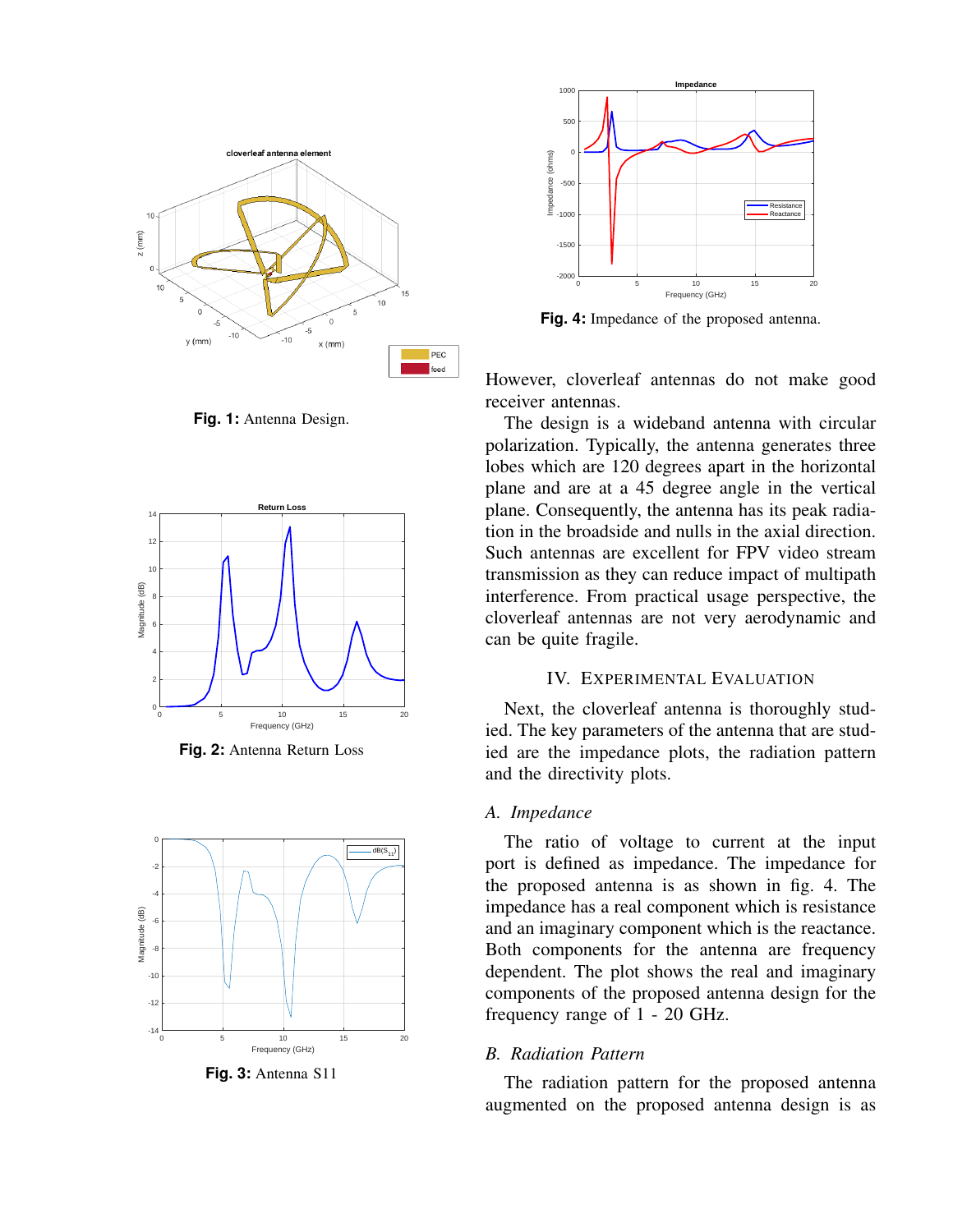**Fig. 1:** Antenna Design.

**Fig. 2:** Antenna Return Loss

**Fig. 3:** Antenna S11

**Fig. 4:** Impedance of the proposed antenna.

However, cloverleaf antennas do not make good receiver antennas.

The design is a wideband antenna with circular polarization. Typically, the antenna generates three lobes which are 120 degrees apart in the horizontal plane and are at a 45 degree angle in the vertical plane. Consequently, the antenna has its peak radiation in the broadside and nulls in the axial direction. Such antennas are excellent for FPV video stream transmission as they can reduce impact of multipath interference. From practical usage perspective, the cloverleaf antennas are not very aerodynamic and can be quite fragile.

## IV. Experimental Evaluation

Next, the cloverleaf antenna is thoroughly studied. The key parameters of the antenna that are studied are the impedance plots, the radiation pattern and the directivity plots.

### *A. Impedance*

The ratio of voltage to current at the input port is defined as impedance. The impedance for the proposed antenna is as shown in fig. 4. The impedance has a real component which is resistance and an imaginary component which is the reactance. Both components for the antenna are frequency dependent. The plot shows the real and imaginary components of the proposed antenna design for the frequency range of 1 - 20 GHz.

### *B. Radiation Pattern*

The radiation pattern for the proposed antenna augmented on the proposed antenna design is as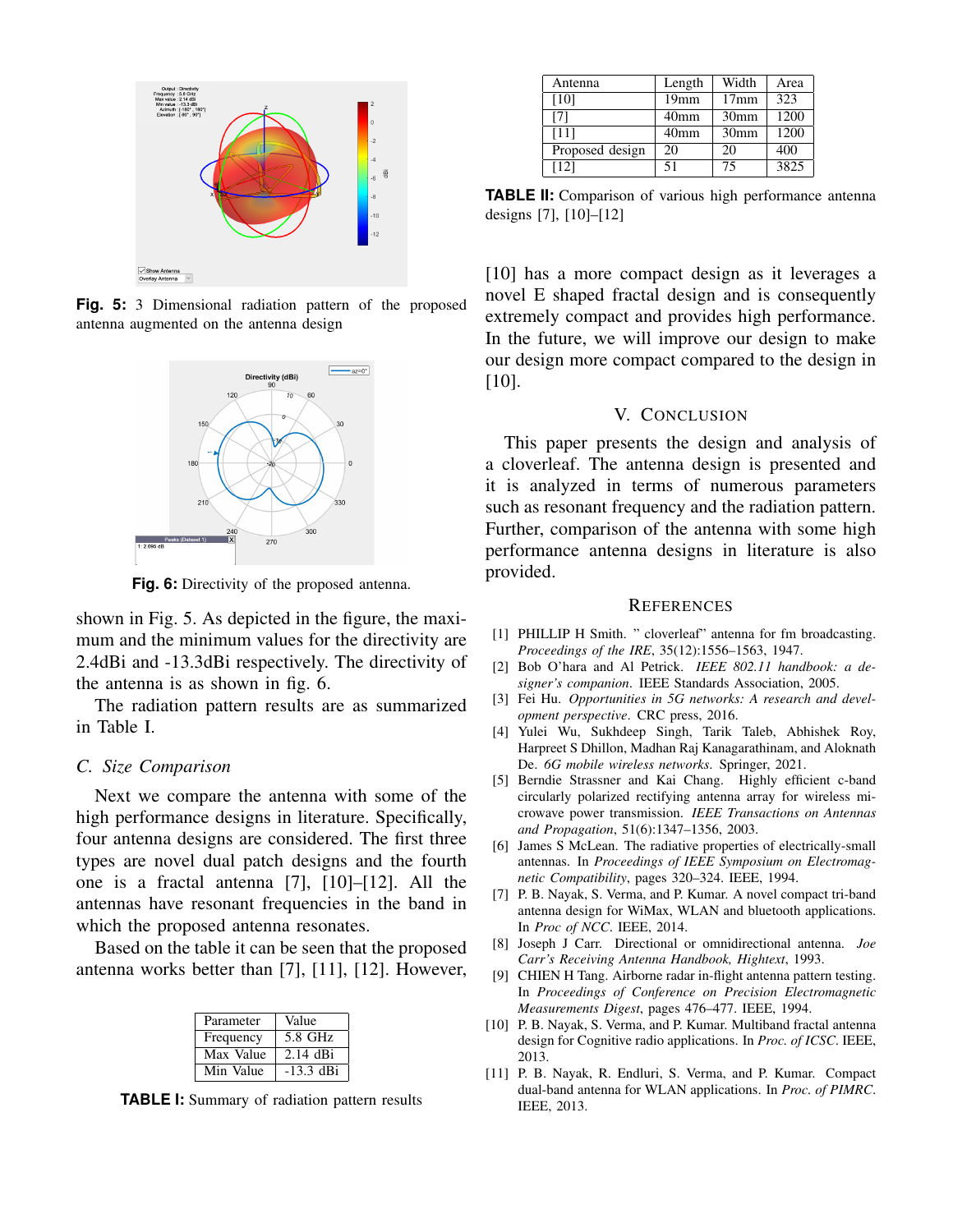Fig. 5: 3 Dimensional radiation pattern of the proposed antenna augmented on the antenna design

Fig. 6: Directivity of the proposed antenna.

shown in Fig. 5. As depicted in the figure, the maximum and the minimum values for the directivity are 2.4dBi and -13.3dBi respectively. The directivity of the antenna is as shown in fig. 6.

The radiation pattern results are as summarized in Table I.

### C. Size Comparison

Next we compare the antenna with some of the high performance designs in literature. Specifically, four antenna designs are considered. The first three types are novel dual patch designs and the fourth one is a fractal antenna [7], [10]–[12]. All the antennas have resonant frequencies in the band in which the proposed antenna resonates.

Based on the table it can be seen that the proposed antenna works better than [7], [11], [12]. However,

| Parameter | Value |
|---|---|
| Frequency | 5.8 GHz |
| Max Value | 2.14 dBi |
| Min Value | -13.3 dBi |

**TABLE I:** Summary of radiation pattern results

| Antenna | Length | Width | Area |
|---|---|---|---|
| [10] | 19mm | 17mm | 323 |
| [7] | 40mm | 30mm | 1200 |
| [11] | 40mm | 30mm | 1200 |
| Proposed design | 20 | 20 | 400 |
| [12] | 51 | 75 | 3825 |

**TABLE II:** Comparison of various high performance antenna designs [7], [10]–[12]

[10] has a more compact design as it leverages a novel E shaped fractal design and is consequently extremely compact and provides high performance. In the future, we will improve our design to make our design more compact compared to the design in [10].

## V. Conclusion

This paper presents the design and analysis of a cloverleaf. The antenna design is presented and it is analyzed in terms of numerous parameters such as resonant frequency and the radiation pattern. Further, comparison of the antenna with some high performance antenna designs in literature is also provided.

## References

[1] PHILLIP H Smith. " cloverleaf" antenna for fm broadcasting. *Proceedings of the IRE*, 35(12):1556–1563, 1947.

[2] Bob O'hara and Al Petrick. *IEEE 802.11 handbook: a designer's companion*. IEEE Standards Association, 2005.

[3] Fei Hu. *Opportunities in 5G networks: A research and development perspective*. CRC press, 2016.

[4] Yulei Wu, Sukhdeep Singh, Tarik Taleb, Abhishek Roy, Harpreet S Dhillon, Madhan Raj Kanagarathinam, and Aloknath De. *6G mobile wireless networks*. Springer, 2021.

[5] Berndie Strassner and Kai Chang. Highly efficient c-band circularly polarized rectifying antenna array for wireless microwave power transmission. *IEEE Transactions on Antennas and Propagation*, 51(6):1347–1356, 2003.

[6] James S McLean. The radiative properties of electrically-small antennas. In *Proceedings of IEEE Symposium on Electromagnetic Compatibility*, pages 320–324. IEEE, 1994.

[7] P. B. Nayak, S. Verma, and P. Kumar. A novel compact tri-band antenna design for WiMax, WLAN and bluetooth applications. In *Proc of NCC*. IEEE, 2014.

[8] Joseph J Carr. Directional or omnidirectional antenna. *Joe Carr's Receiving Antenna Handbook, Hightext*, 1993.

[9] CHIEN H Tang. Airborne radar in-flight antenna pattern testing. In *Proceedings of Conference on Precision Electromagnetic Measurements Digest*, pages 476–477. IEEE, 1994.

[10] P. B. Nayak, S. Verma, and P. Kumar. Multiband fractal antenna design for Cognitive radio applications. In *Proc. of ICSC*. IEEE, 2013.

[11] P. B. Nayak, R. Endluri, S. Verma, and P. Kumar. Compact dual-band antenna for WLAN applications. In *Proc. of PIMRC*. IEEE, 2013.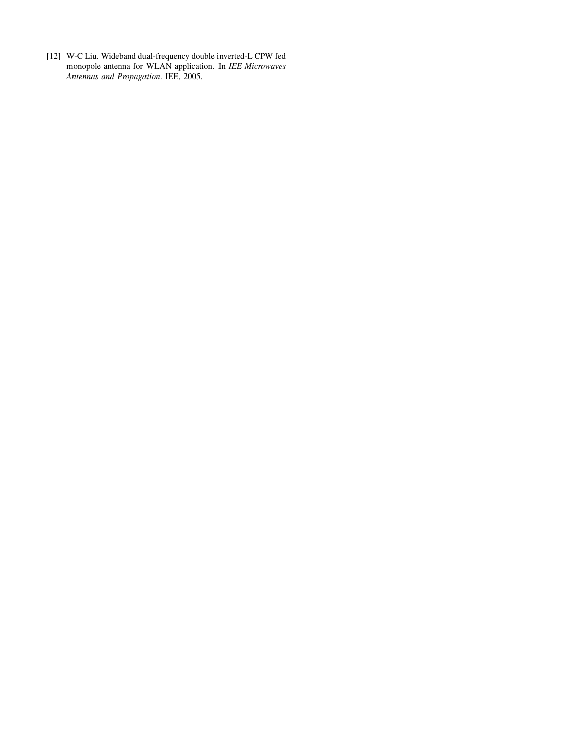[12] W-C Liu. Wideband dual-frequency double inverted-L CPW fed monopole antenna for WLAN application. In *IEE Microwaves Antennas and Propagation*. IEE, 2005.